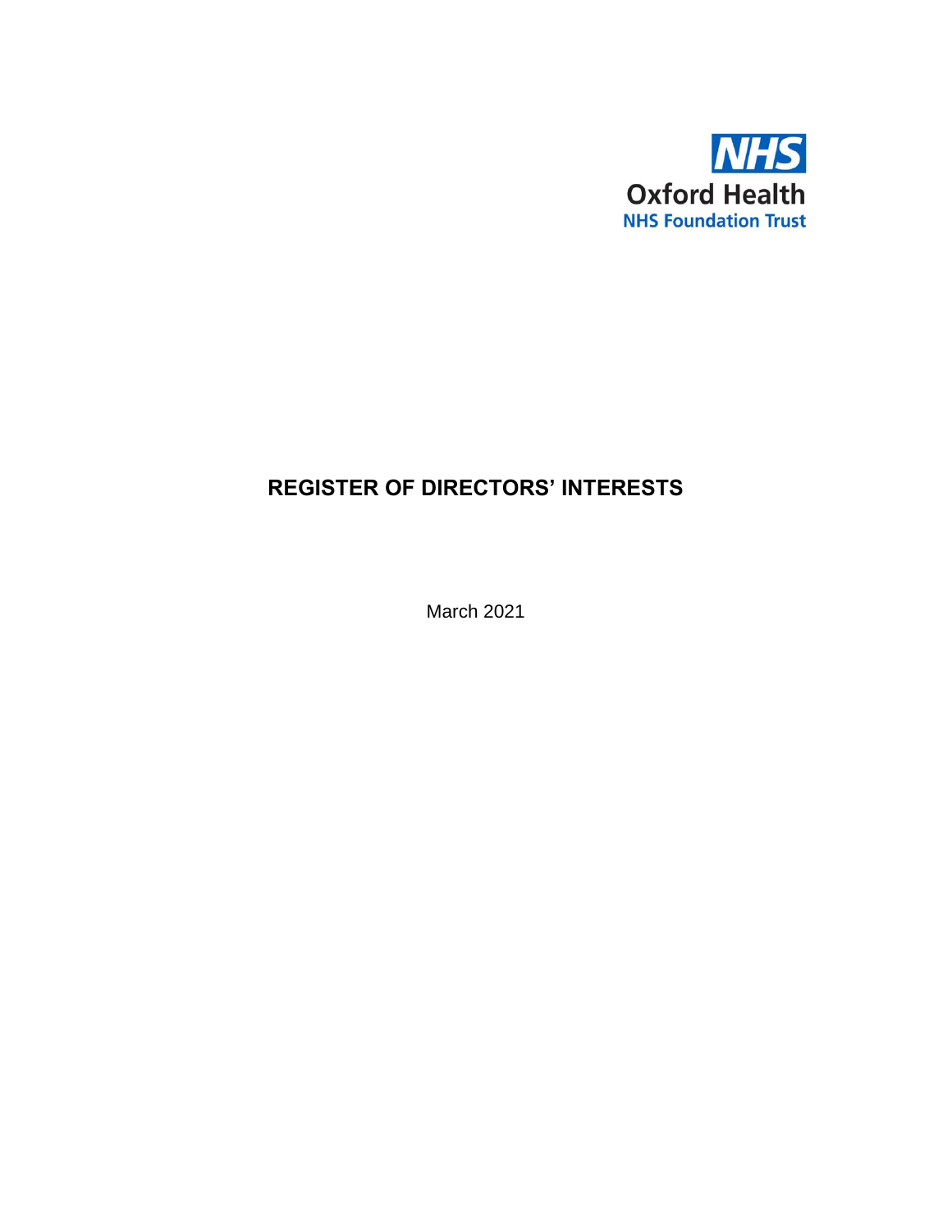NHS

Oxford Health

NHS Foundation Trust

# REGISTER OF DIRECTORS' INTERESTS

March 2021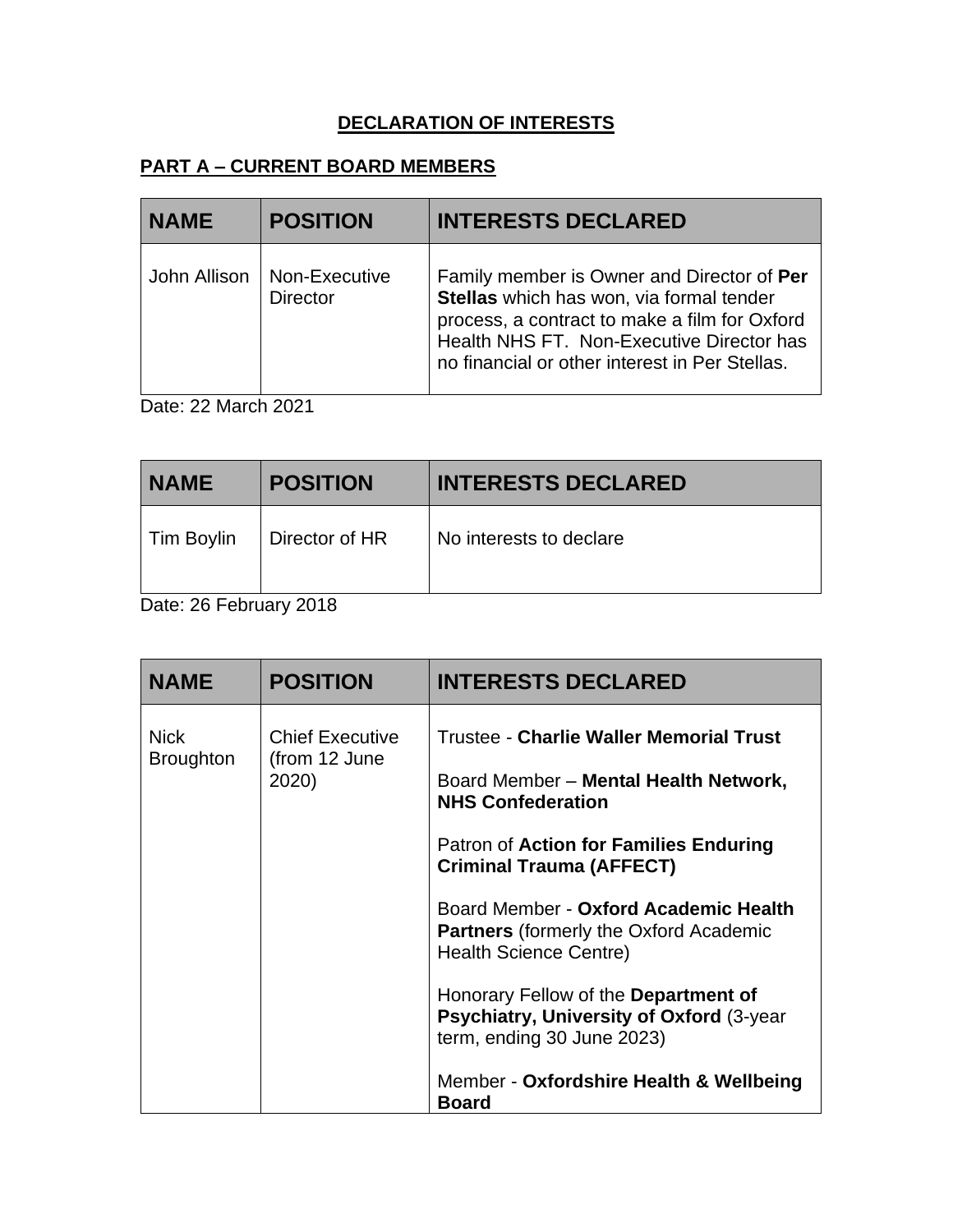# DECLARATION OF INTERESTS

## PART A – CURRENT BOARD MEMBERS

| NAME | POSITION | INTERESTS DECLARED |
|---|---|---|
| John Allison | Non-Executive Director | Family member is Owner and Director of **Per Stellas** which has won, via formal tender process, a contract to make a film for Oxford Health NHS FT. Non-Executive Director has no financial or other interest in Per Stellas. |

Date: 22 March 2021

| NAME | POSITION | INTERESTS DECLARED |
|---|---|---|
| Tim Boylin | Director of HR | No interests to declare |

Date: 26 February 2018

| NAME | POSITION | INTERESTS DECLARED |
|---|---|---|
| Nick Broughton | Chief Executive (from 12 June 2020) | Trustee - **Charlie Waller Memorial Trust**<br><br>Board Member – **Mental Health Network, NHS Confederation**<br><br>Patron of **Action for Families Enduring Criminal Trauma (AFFECT)**<br><br>Board Member - **Oxford Academic Health Partners** (formerly the Oxford Academic Health Science Centre)<br><br>Honorary Fellow of the **Department of Psychiatry, University of Oxford** (3-year term, ending 30 June 2023)<br><br>Member - **Oxfordshire Health & Wellbeing Board** |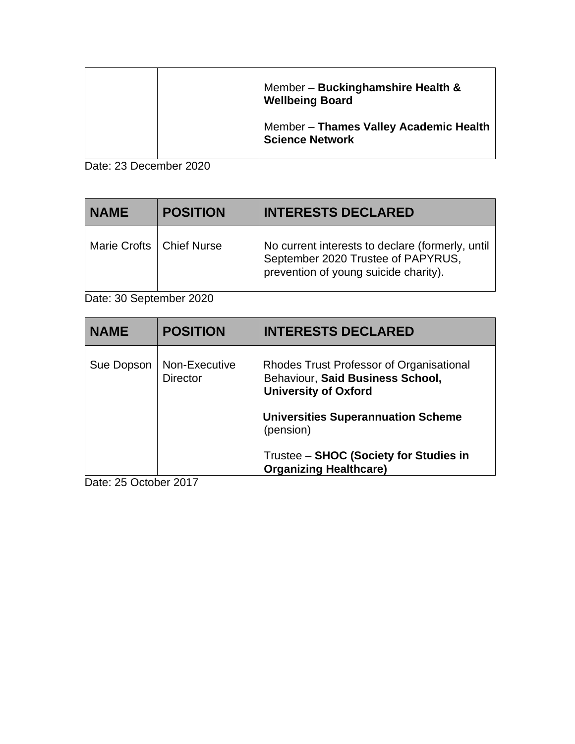| | | |
|---|---|---|
| | | Member – **Buckinghamshire Health & Wellbeing Board**<br><br>Member – **Thames Valley Academic Health Science Network** |

Date: 23 December 2020

| NAME | POSITION | INTERESTS DECLARED |
|---|---|---|
| Marie Crofts | Chief Nurse | No current interests to declare (formerly, until September 2020 Trustee of PAPYRUS, prevention of young suicide charity). |

Date: 30 September 2020

| NAME | POSITION | INTERESTS DECLARED |
|---|---|---|
| Sue Dopson | Non-Executive Director | Rhodes Trust Professor of Organisational Behaviour, **Said Business School, University of Oxford**<br><br>**Universities Superannuation Scheme** (pension)<br><br>Trustee – **SHOC (Society for Studies in Organizing Healthcare)** |

Date: 25 October 2017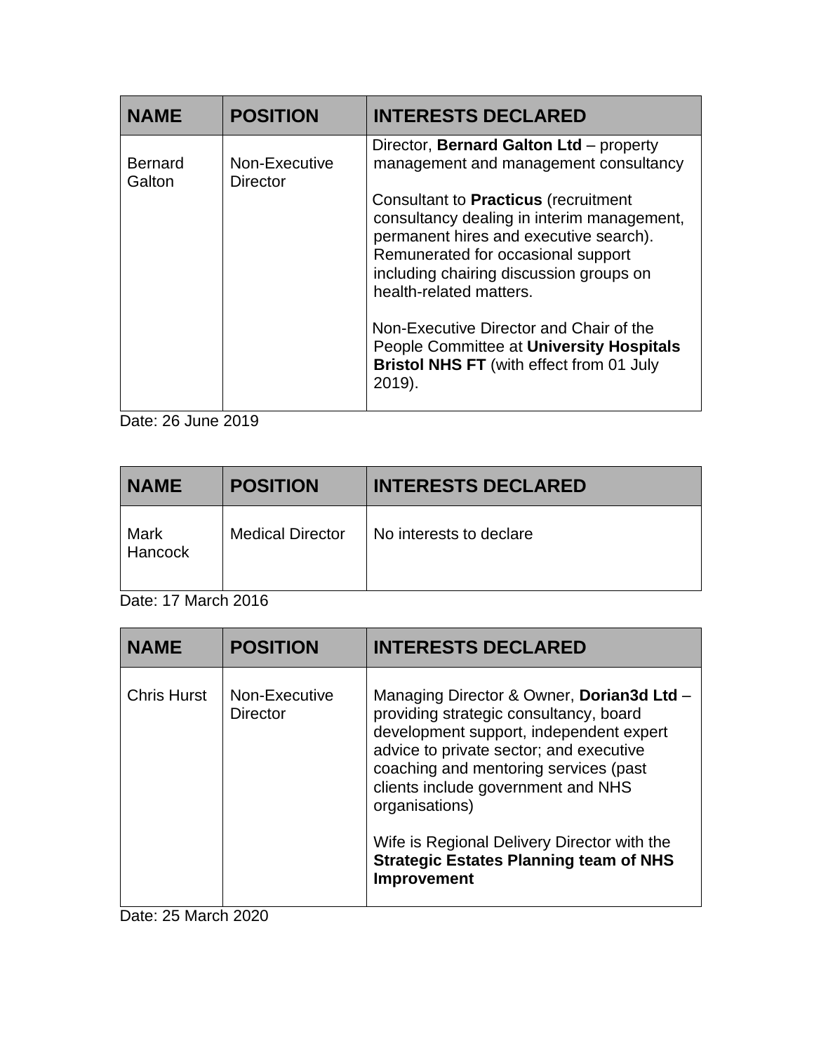| NAME | POSITION | INTERESTS DECLARED |
| --- | --- | --- |
| Bernard Galton | Non-Executive Director | Director, **Bernard Galton Ltd** – property management and management consultancy<br><br>Consultant to **Practicus** (recruitment consultancy dealing in interim management, permanent hires and executive search). Remunerated for occasional support including chairing discussion groups on health-related matters.<br><br>Non-Executive Director and Chair of the People Committee at **University Hospitals Bristol NHS FT** (with effect from 01 July 2019). |

Date: 26 June 2019

| NAME | POSITION | INTERESTS DECLARED |
| --- | --- | --- |
| Mark Hancock | Medical Director | No interests to declare |

Date: 17 March 2016

| NAME | POSITION | INTERESTS DECLARED |
| --- | --- | --- |
| Chris Hurst | Non-Executive Director | Managing Director & Owner, **Dorian3d Ltd** – providing strategic consultancy, board development support, independent expert advice to private sector; and executive coaching and mentoring services (past clients include government and NHS organisations)<br><br>Wife is Regional Delivery Director with the **Strategic Estates Planning team of NHS Improvement** |

Date: 25 March 2020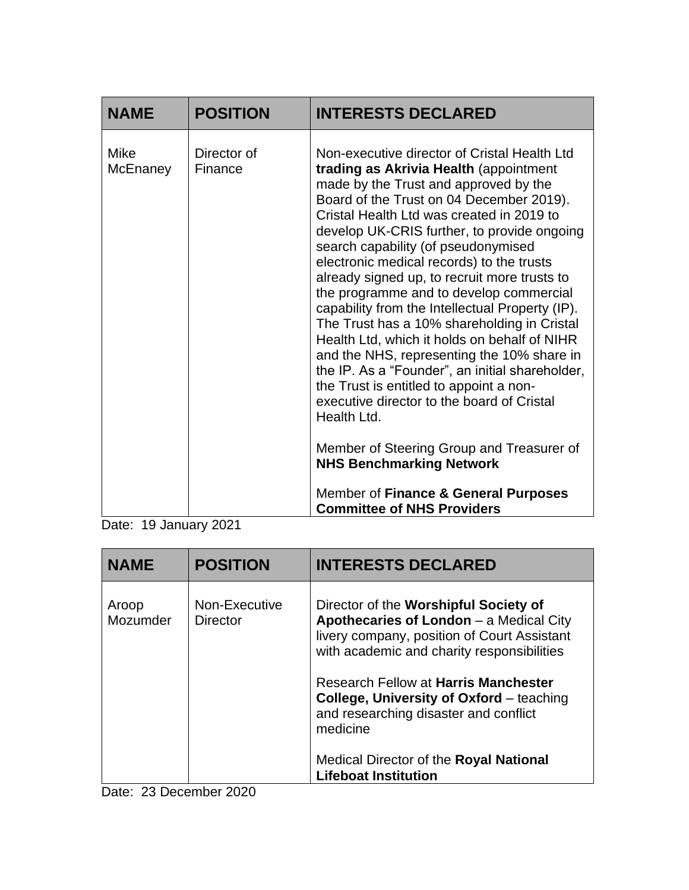| NAME | POSITION | INTERESTS DECLARED |
|---|---|---|
| Mike McEnaney | Director of Finance | Non-executive director of Cristal Health Ltd **trading as Akrivia Health** (appointment made by the Trust and approved by the Board of the Trust on 04 December 2019). Cristal Health Ltd was created in 2019 to develop UK-CRIS further, to provide ongoing search capability (of pseudonymised electronic medical records) to the trusts already signed up, to recruit more trusts to the programme and to develop commercial capability from the Intellectual Property (IP). The Trust has a 10% shareholding in Cristal Health Ltd, which it holds on behalf of NIHR and the NHS, representing the 10% share in the IP. As a "Founder", an initial shareholder, the Trust is entitled to appoint a non-executive director to the board of Cristal Health Ltd.<br><br>Member of Steering Group and Treasurer of **NHS Benchmarking Network**<br><br>Member of **Finance & General Purposes Committee of NHS Providers** |

Date: 19 January 2021

| NAME | POSITION | INTERESTS DECLARED |
|---|---|---|
| Aroop Mozumder | Non-Executive Director | Director of the **Worshipful Society of Apothecaries of London** – a Medical City livery company, position of Court Assistant with academic and charity responsibilities<br><br>Research Fellow at **Harris Manchester College, University of Oxford** – teaching and researching disaster and conflict medicine<br><br>Medical Director of the **Royal National Lifeboat Institution** |

Date: 23 December 2020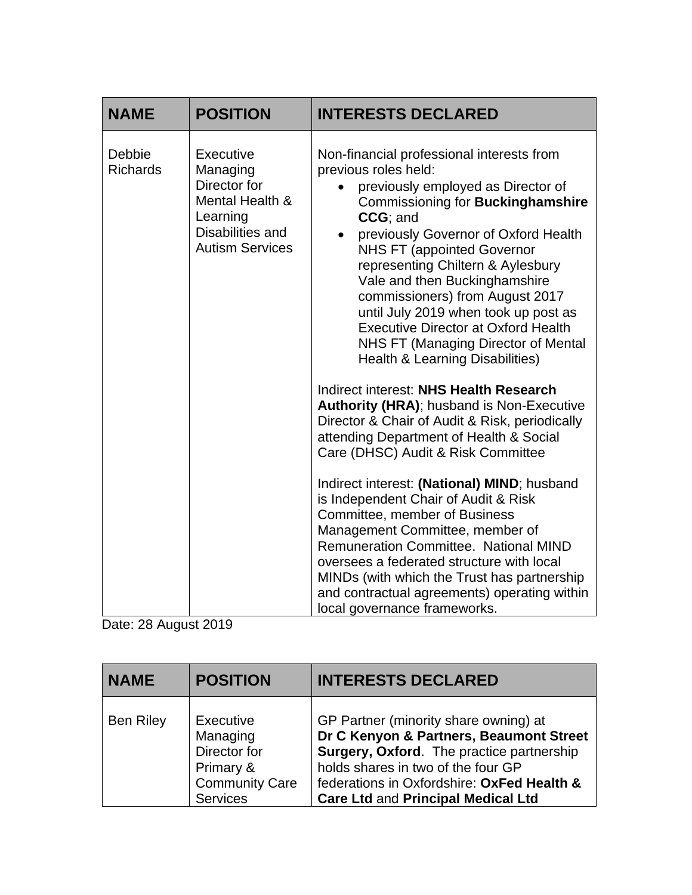| NAME | POSITION | INTERESTS DECLARED |
|---|---|---|
| Debbie Richards | Executive Managing Director for Mental Health & Learning Disabilities and Autism Services | Non-financial professional interests from previous roles held:<br>• previously employed as Director of Commissioning for **Buckinghamshire CCG**; and<br>• previously Governor of Oxford Health NHS FT (appointed Governor representing Chiltern & Aylesbury Vale and then Buckinghamshire commissioners) from August 2017 until July 2019 when took up post as Executive Director at Oxford Health NHS FT (Managing Director of Mental Health & Learning Disabilities)<br><br>Indirect interest: **NHS Health Research Authority (HRA)**; husband is Non-Executive Director & Chair of Audit & Risk, periodically attending Department of Health & Social Care (DHSC) Audit & Risk Committee<br><br>Indirect interest: **(National) MIND**; husband is Independent Chair of Audit & Risk Committee, member of Business Management Committee, member of Remuneration Committee. National MIND oversees a federated structure with local MINDs (with which the Trust has partnership and contractual agreements) operating within local governance frameworks. |

Date: 28 August 2019

| NAME | POSITION | INTERESTS DECLARED |
|---|---|---|
| Ben Riley | Executive Managing Director for Primary & Community Care Services | GP Partner (minority share owning) at **Dr C Kenyon & Partners, Beaumont Street Surgery, Oxford**. The practice partnership holds shares in two of the four GP federations in Oxfordshire: **OxFed Health & Care Ltd** and **Principal Medical Ltd** |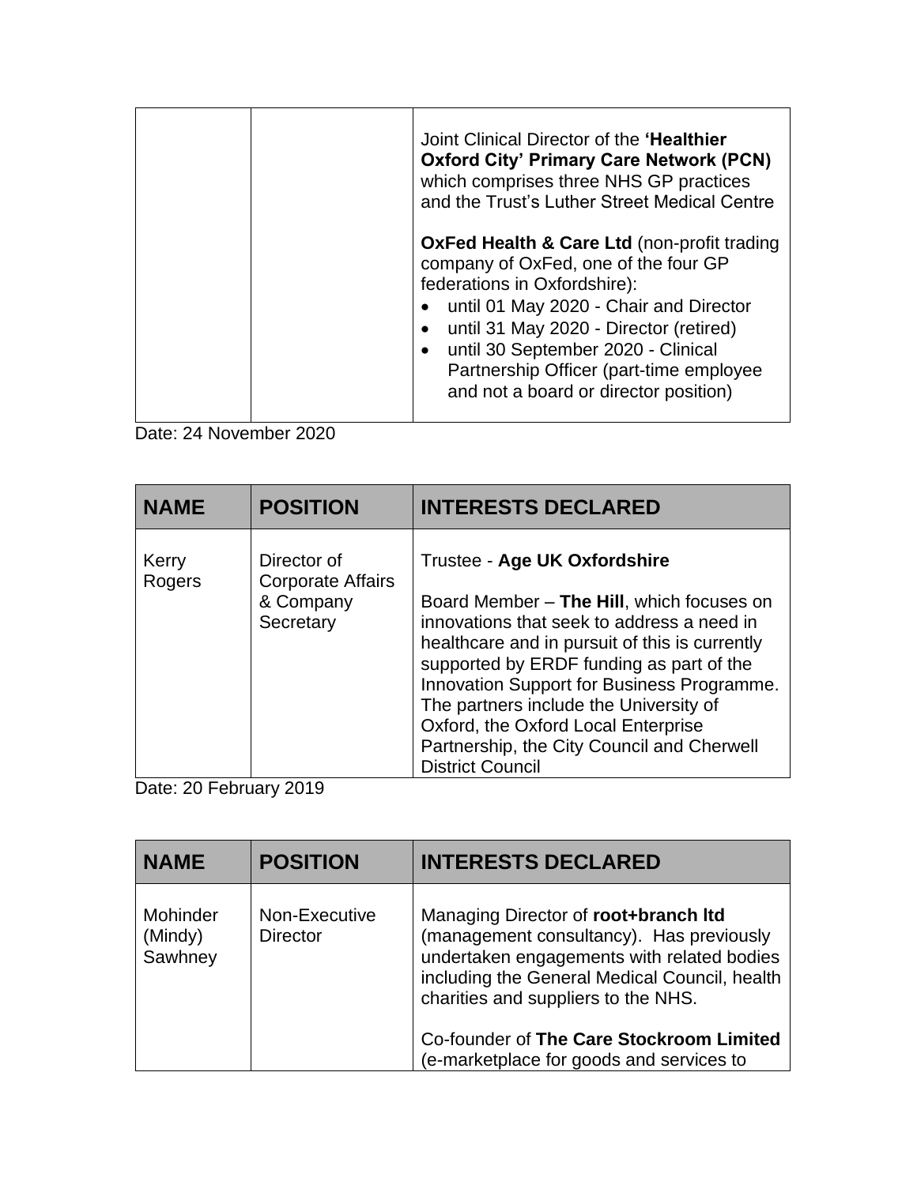| | | |
|---|---|---|
| | | Joint Clinical Director of the **'Healthier Oxford City' Primary Care Network (PCN)** which comprises three NHS GP practices and the Trust's Luther Street Medical Centre<br><br>**OxFed Health & Care Ltd** (non-profit trading company of OxFed, one of the four GP federations in Oxfordshire):<br>• until 01 May 2020 - Chair and Director<br>• until 31 May 2020 - Director (retired)<br>• until 30 September 2020 - Clinical Partnership Officer (part-time employee and not a board or director position) |

Date: 24 November 2020

| NAME | POSITION | INTERESTS DECLARED |
|---|---|---|
| Kerry Rogers | Director of Corporate Affairs & Company Secretary | Trustee - **Age UK Oxfordshire**<br><br>Board Member – **The Hill**, which focuses on innovations that seek to address a need in healthcare and in pursuit of this is currently supported by ERDF funding as part of the Innovation Support for Business Programme. The partners include the University of Oxford, the Oxford Local Enterprise Partnership, the City Council and Cherwell District Council |

Date: 20 February 2019

| NAME | POSITION | INTERESTS DECLARED |
|---|---|---|
| Mohinder (Mindy) Sawhney | Non-Executive Director | Managing Director of **root+branch ltd** (management consultancy). Has previously undertaken engagements with related bodies including the General Medical Council, health charities and suppliers to the NHS.<br><br>Co-founder of **The Care Stockroom Limited** (e-marketplace for goods and services to |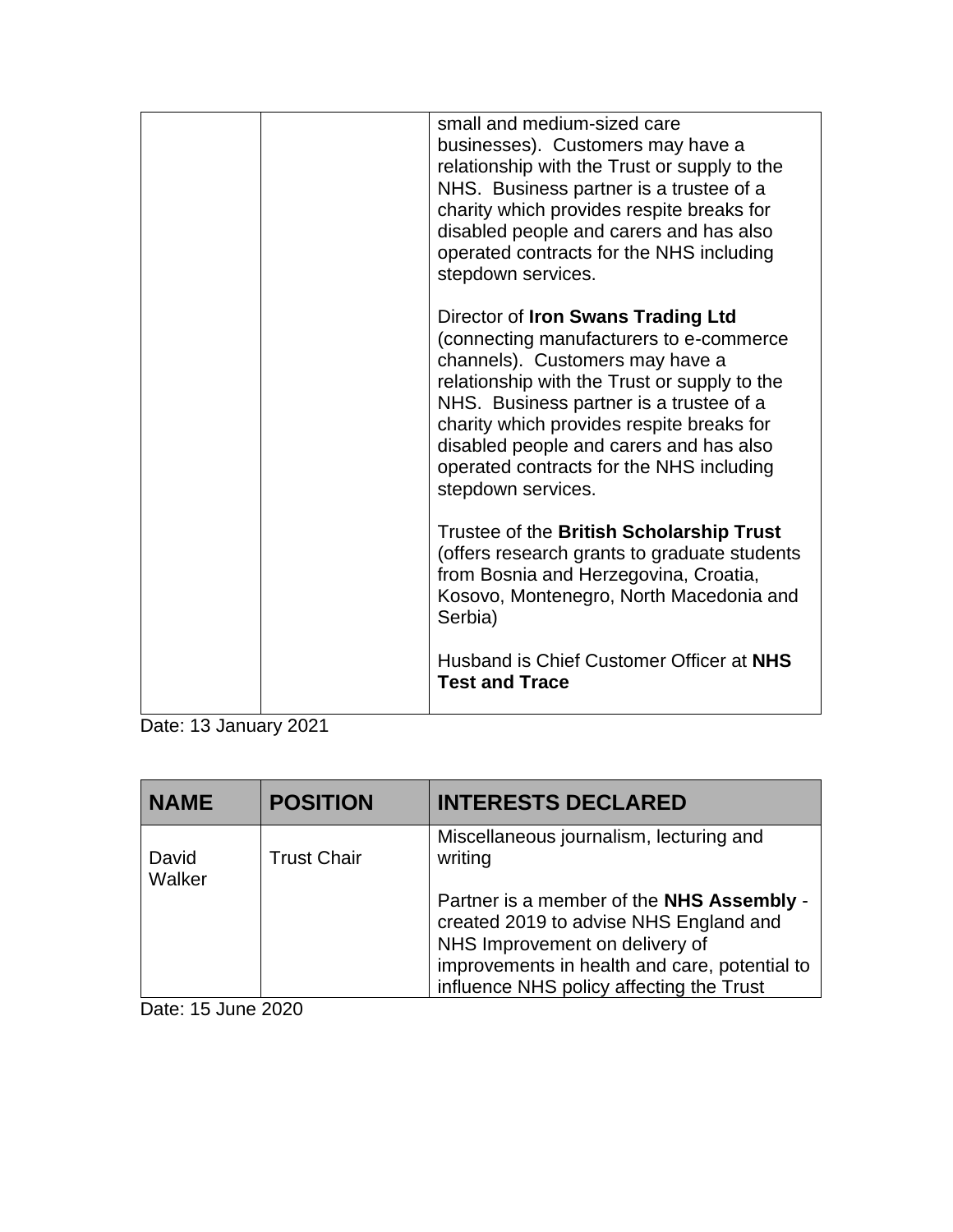| | | small and medium-sized care businesses). Customers may have a relationship with the Trust or supply to the NHS. Business partner is a trustee of a charity which provides respite breaks for disabled people and carers and has also operated contracts for the NHS including stepdown services.<br><br>Director of **Iron Swans Trading Ltd** (connecting manufacturers to e-commerce channels). Customers may have a relationship with the Trust or supply to the NHS. Business partner is a trustee of a charity which provides respite breaks for disabled people and carers and has also operated contracts for the NHS including stepdown services.<br><br>Trustee of the **British Scholarship Trust** (offers research grants to graduate students from Bosnia and Herzegovina, Croatia, Kosovo, Montenegro, North Macedonia and Serbia)<br><br>Husband is Chief Customer Officer at **NHS Test and Trace** |
|---|---|---|

Date: 13 January 2021

| NAME | POSITION | INTERESTS DECLARED |
|---|---|---|
| David Walker | Trust Chair | Miscellaneous journalism, lecturing and writing<br><br>Partner is a member of the **NHS Assembly** - created 2019 to advise NHS England and NHS Improvement on delivery of improvements in health and care, potential to influence NHS policy affecting the Trust |

Date: 15 June 2020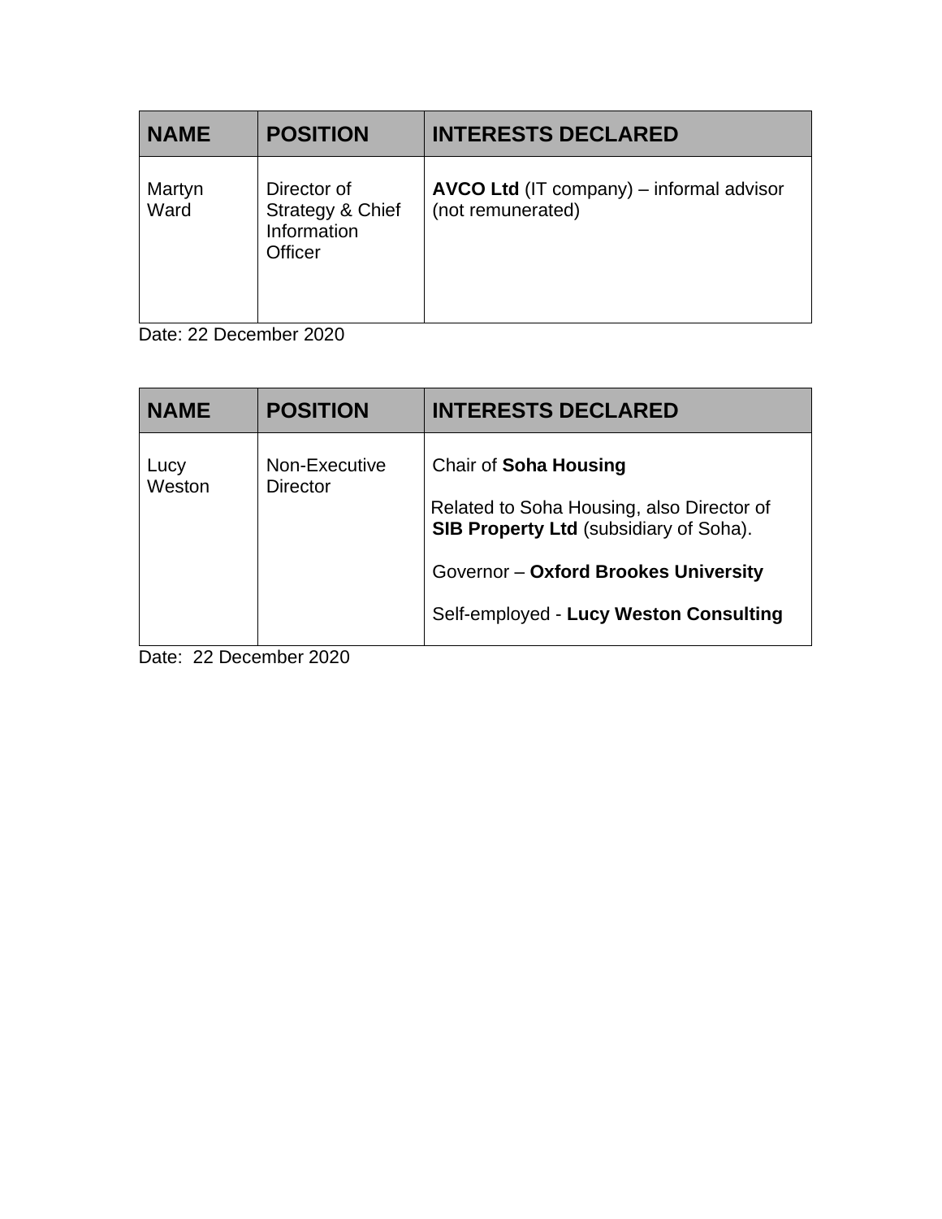| NAME | POSITION | INTERESTS DECLARED |
| --- | --- | --- |
| Martyn Ward | Director of Strategy & Chief Information Officer | **AVCO Ltd** (IT company) – informal advisor (not remunerated) |

Date: 22 December 2020

| NAME | POSITION | INTERESTS DECLARED |
| --- | --- | --- |
| Lucy Weston | Non-Executive Director | Chair of **Soha Housing**<br><br>Related to Soha Housing, also Director of **SIB Property Ltd** (subsidiary of Soha).<br><br>Governor – **Oxford Brookes University**<br><br>Self-employed - **Lucy Weston Consulting** |

Date: 22 December 2020